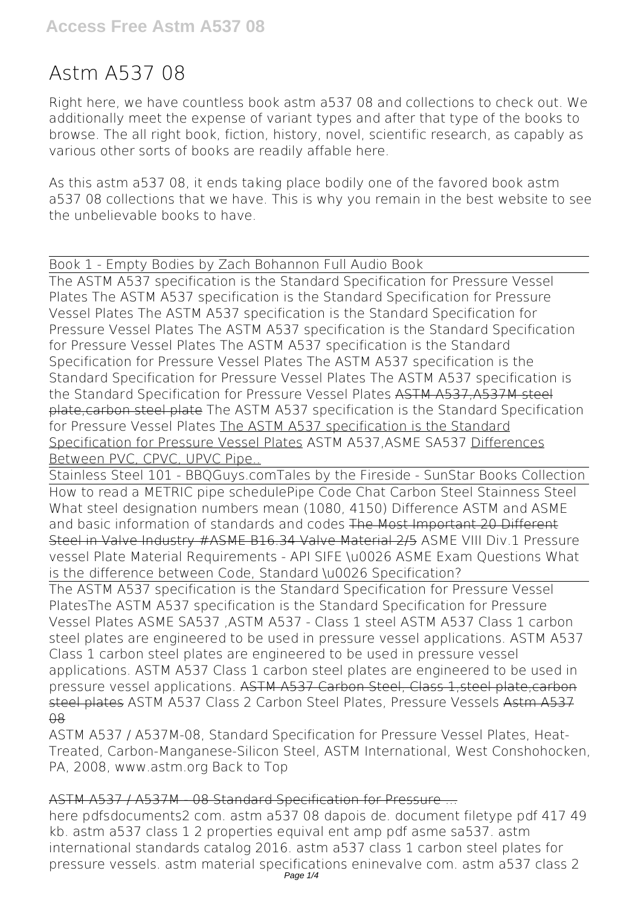# Astm A537 08

Right here, we have countless book astm a537 08 and collections to check out. We additionally meet the expense of variant types and after that type of the books to browse. The all right book, fiction, history, novel, scientific research, as capably as various other sorts of books are readily affable here.

As this astm a537 08, it ends taking place bodily one of the favored book astm a537 08 collections that we have. This is why you remain in the best website to see the unbelievable books to have.

Book 1 - Empty Bodies by Zach Bohannon Full Audio Book

The ASTM A537 specification is the Standard Specification for Pressure Vessel Plates The ASTM A537 specification is the Standard Specification for Pressure Vessel Plates The ASTM A537 specification is the Standard Specification for Pressure Vessel Plates The ASTM A537 specification is the Standard Specification for Pressure Vessel Plates The ASTM A537 specification is the Standard Specification for Pressure Vessel Plates The ASTM A537 specification is the Standard Specification for Pressure Vessel Plates The ASTM A537 specification is the Standard Specification for Pressure Vessel Plates ~~ASTM A537,A537M steel plate,carbon steel plate~~ The ASTM A537 specification is the Standard Specification for Pressure Vessel Plates The ASTM A537 specification is the Standard Specification for Pressure Vessel Plates ASTM A537,ASME SA537 Differences Between PVC, CPVC, UPVC Pipe..

Stainless Steel 101 - BBQGuys.com Tales by the Fireside - SunStar Books Collection

How to read a METRIC pipe schedule Pipe Code Chat Carbon Steel Stainness Steel What steel designation numbers mean (1080, 4150) Difference ASTM and ASME and basic information of standards and codes ~~The Most Important 20 Different Steel in Valve Industry #ASME B16.34 Valve Material 2/5~~ ASME VIII Div.1 Pressure vessel Plate Material Requirements - API SIFE \u0026 ASME Exam Questions What is the difference between Code, Standard \u0026 Specification?

The ASTM A537 specification is the Standard Specification for Pressure Vessel Plates The ASTM A537 specification is the Standard Specification for Pressure Vessel Plates ASME SA537 ,ASTM A537 - Class 1 steel ASTM A537 Class 1 carbon steel plates are engineered to be used in pressure vessel applications. ASTM A537 Class 1 carbon steel plates are engineered to be used in pressure vessel applications. ASTM A537 Class 1 carbon steel plates are engineered to be used in pressure vessel applications. ~~ASTM A537 Carbon Steel, Class 1,steel plate,carbon steel plates~~ ASTM A537 Class 2 Carbon Steel Plates, Pressure Vessels ~~Astm A537 08~~

ASTM A537 / A537M-08, Standard Specification for Pressure Vessel Plates, Heat-Treated, Carbon-Manganese-Silicon Steel, ASTM International, West Conshohocken, PA, 2008, www.astm.org Back to Top

~~ASTM A537 / A537M - 08 Standard Specification for Pressure ...~~

here pdfsdocuments2 com. astm a537 08 dapois de. document filetype pdf 417 49 kb. astm a537 class 1 2 properties equival ent amp pdf asme sa537. astm international standards catalog 2016. astm a537 class 1 carbon steel plates for pressure vessels. astm material specifications eninevalve com. astm a537 class 2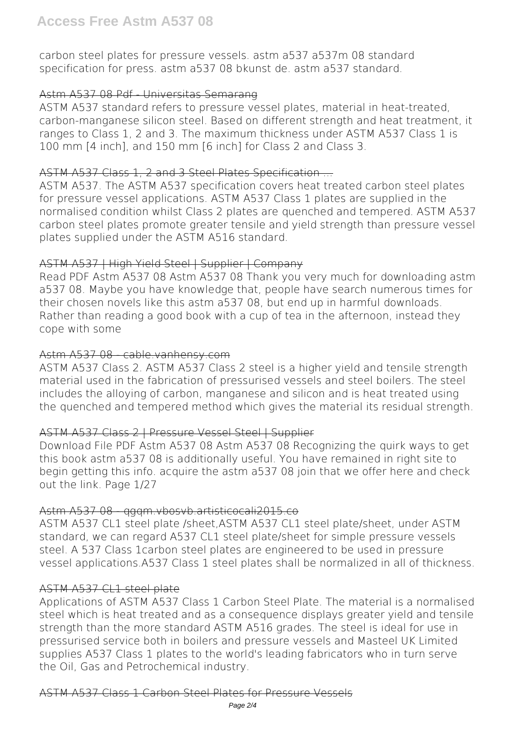carbon steel plates for pressure vessels. astm a537 a537m 08 standard specification for press. astm a537 08 bkunst de. astm a537 standard.

## Astm A537 08 Pdf - Universitas Semarang

ASTM A537 standard refers to pressure vessel plates, material in heat-treated, carbon-manganese silicon steel. Based on different strength and heat treatment, it ranges to Class 1, 2 and 3. The maximum thickness under ASTM A537 Class 1 is 100 mm [4 inch], and 150 mm [6 inch] for Class 2 and Class 3.

## ASTM A537 Class 1, 2 and 3 Steel Plates Specification ...

ASTM A537. The ASTM A537 specification covers heat treated carbon steel plates for pressure vessel applications. ASTM A537 Class 1 plates are supplied in the normalised condition whilst Class 2 plates are quenched and tempered. ASTM A537 carbon steel plates promote greater tensile and yield strength than pressure vessel plates supplied under the ASTM A516 standard.

## ASTM A537 | High Yield Steel | Supplier | Company

Read PDF Astm A537 08 Astm A537 08 Thank you very much for downloading astm a537 08. Maybe you have knowledge that, people have search numerous times for their chosen novels like this astm a537 08, but end up in harmful downloads. Rather than reading a good book with a cup of tea in the afternoon, instead they cope with some

## Astm A537 08 - cable.vanhensy.com

ASTM A537 Class 2. ASTM A537 Class 2 steel is a higher yield and tensile strength material used in the fabrication of pressurised vessels and steel boilers. The steel includes the alloying of carbon, manganese and silicon and is heat treated using the quenched and tempered method which gives the material its residual strength.

## ASTM A537 Class 2 | Pressure Vessel Steel | Supplier

Download File PDF Astm A537 08 Astm A537 08 Recognizing the quirk ways to get this book astm a537 08 is additionally useful. You have remained in right site to begin getting this info. acquire the astm a537 08 join that we offer here and check out the link. Page 1/27

## Astm A537 08 - qgqm.vbosvb.artisticocali2015.co

ASTM A537 CL1 steel plate /sheet,ASTM A537 CL1 steel plate/sheet, under ASTM standard, we can regard A537 CL1 steel plate/sheet for simple pressure vessels steel. A 537 Class 1carbon steel plates are engineered to be used in pressure vessel applications.A537 Class 1 steel plates shall be normalized in all of thickness.

## ASTM A537 CL1 steel plate

Applications of ASTM A537 Class 1 Carbon Steel Plate. The material is a normalised steel which is heat treated and as a consequence displays greater yield and tensile strength than the more standard ASTM A516 grades. The steel is ideal for use in pressurised service both in boilers and pressure vessels and Masteel UK Limited supplies A537 Class 1 plates to the world's leading fabricators who in turn serve the Oil, Gas and Petrochemical industry.

## ASTM A537 Class 1 Carbon Steel Plates for Pressure Vessels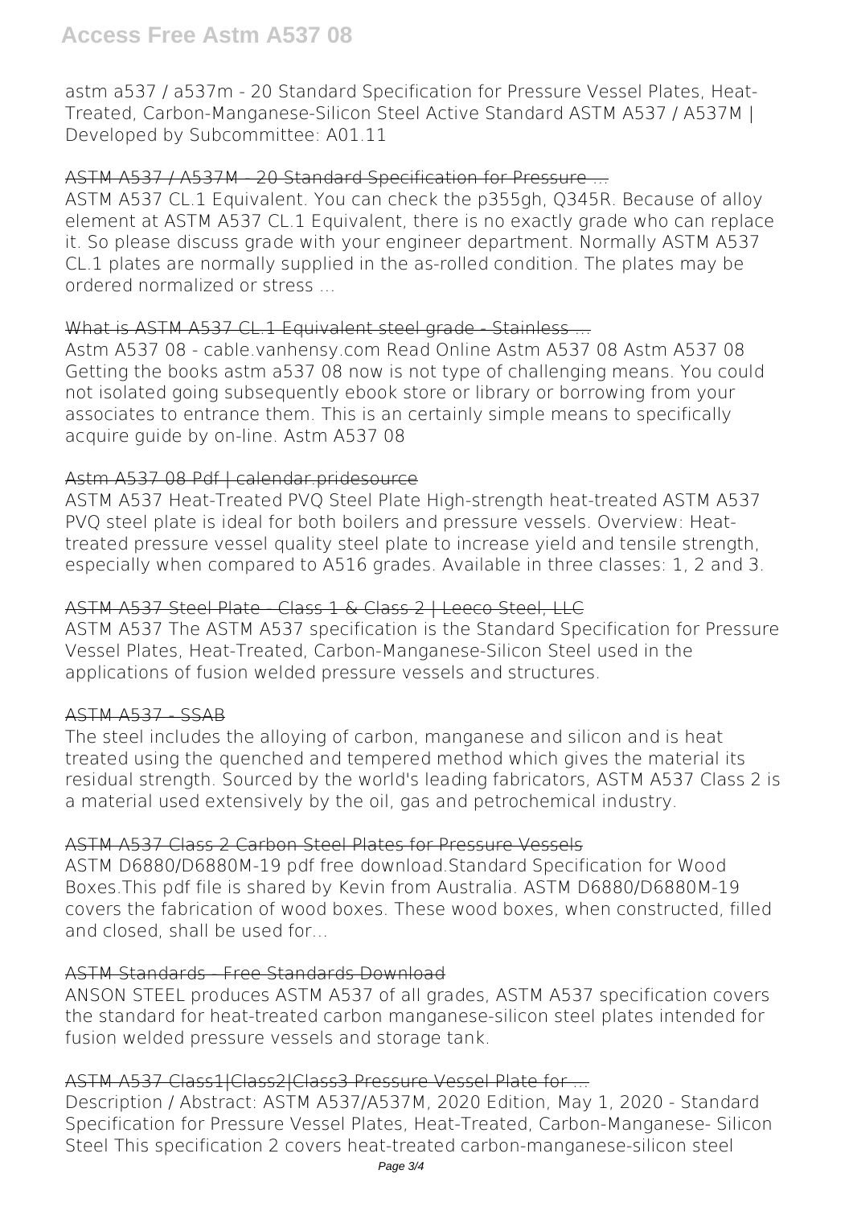astm a537 / a537m - 20 Standard Specification for Pressure Vessel Plates, Heat-Treated, Carbon-Manganese-Silicon Steel Active Standard ASTM A537 / A537M | Developed by Subcommittee: A01.11

## ~~ASTM A537 / A537M - 20 Standard Specification for Pressure ...~~

ASTM A537 CL.1 Equivalent. You can check the p355gh, Q345R. Because of alloy element at ASTM A537 CL.1 Equivalent, there is no exactly grade who can replace it. So please discuss grade with your engineer department. Normally ASTM A537 CL.1 plates are normally supplied in the as-rolled condition. The plates may be ordered normalized or stress ...

## ~~What is ASTM A537 CL.1 Equivalent steel grade - Stainless ...~~

Astm A537 08 - cable.vanhensy.com Read Online Astm A537 08 Astm A537 08 Getting the books astm a537 08 now is not type of challenging means. You could not isolated going subsequently ebook store or library or borrowing from your associates to entrance them. This is an certainly simple means to specifically acquire guide by on-line. Astm A537 08

## ~~Astm A537 08 Pdf | calendar.pridesource~~

ASTM A537 Heat-Treated PVQ Steel Plate High-strength heat-treated ASTM A537 PVQ steel plate is ideal for both boilers and pressure vessels. Overview: Heat-treated pressure vessel quality steel plate to increase yield and tensile strength, especially when compared to A516 grades. Available in three classes: 1, 2 and 3.

## ~~ASTM A537 Steel Plate - Class 1 & Class 2 | Leeco Steel, LLC~~

ASTM A537 The ASTM A537 specification is the Standard Specification for Pressure Vessel Plates, Heat-Treated, Carbon-Manganese-Silicon Steel used in the applications of fusion welded pressure vessels and structures.

## ~~ASTM A537 - SSAB~~

The steel includes the alloying of carbon, manganese and silicon and is heat treated using the quenched and tempered method which gives the material its residual strength. Sourced by the world's leading fabricators, ASTM A537 Class 2 is a material used extensively by the oil, gas and petrochemical industry.

## ~~ASTM A537 Class 2 Carbon Steel Plates for Pressure Vessels~~

ASTM D6880/D6880M-19 pdf free download.Standard Specification for Wood Boxes.This pdf file is shared by Kevin from Australia. ASTM D6880/D6880M-19 covers the fabrication of wood boxes. These wood boxes, when constructed, filled and closed, shall be used for...

## ~~ASTM Standards - Free Standards Download~~

ANSON STEEL produces ASTM A537 of all grades, ASTM A537 specification covers the standard for heat-treated carbon manganese-silicon steel plates intended for fusion welded pressure vessels and storage tank.

## ~~ASTM A537 Class1|Class2|Class3 Pressure Vessel Plate for ...~~

Description / Abstract: ASTM A537/A537M, 2020 Edition, May 1, 2020 - Standard Specification for Pressure Vessel Plates, Heat-Treated, Carbon-Manganese- Silicon Steel This specification 2 covers heat-treated carbon-manganese-silicon steel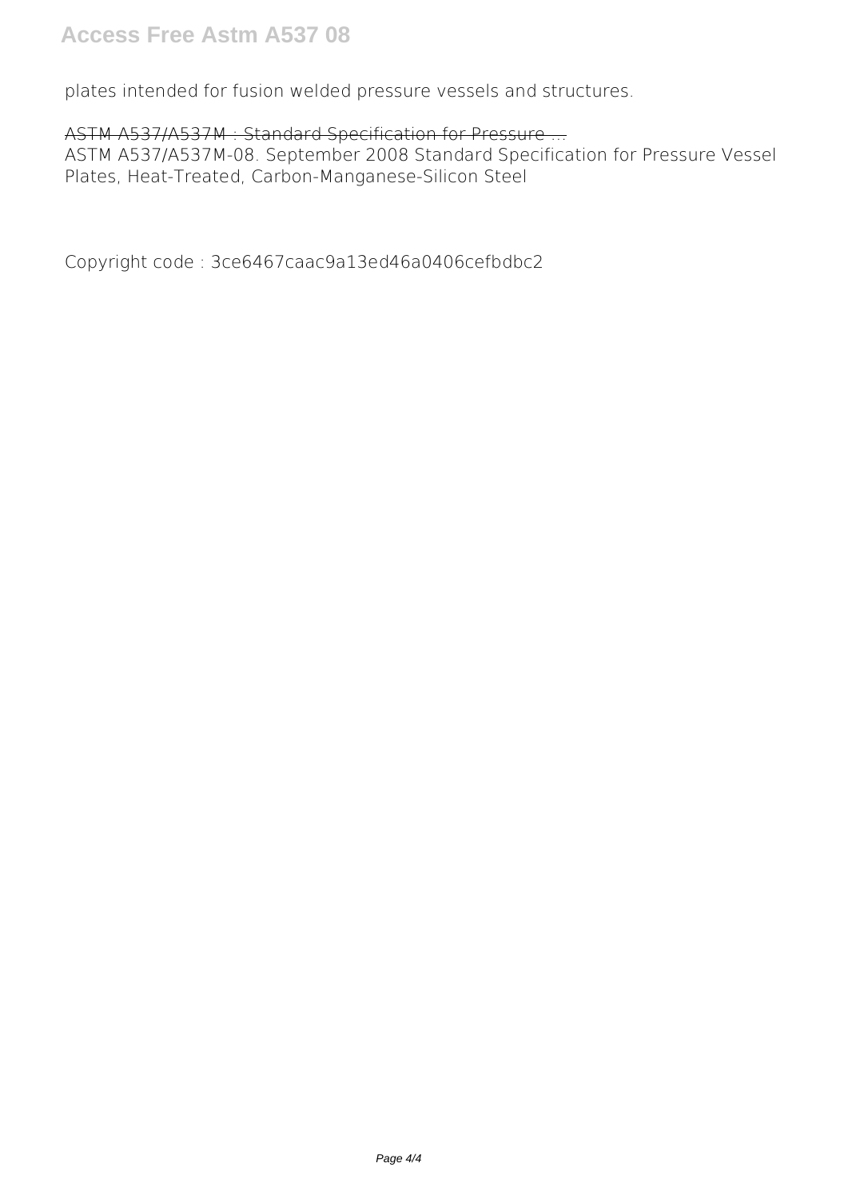plates intended for fusion welded pressure vessels and structures.

~~ASTM A537/A537M : Standard Specification for Pressure ...~~
ASTM A537/A537M-08. September 2008 Standard Specification for Pressure Vessel Plates, Heat-Treated, Carbon-Manganese-Silicon Steel

Copyright code : 3ce6467caac9a13ed46a0406cefbdbc2